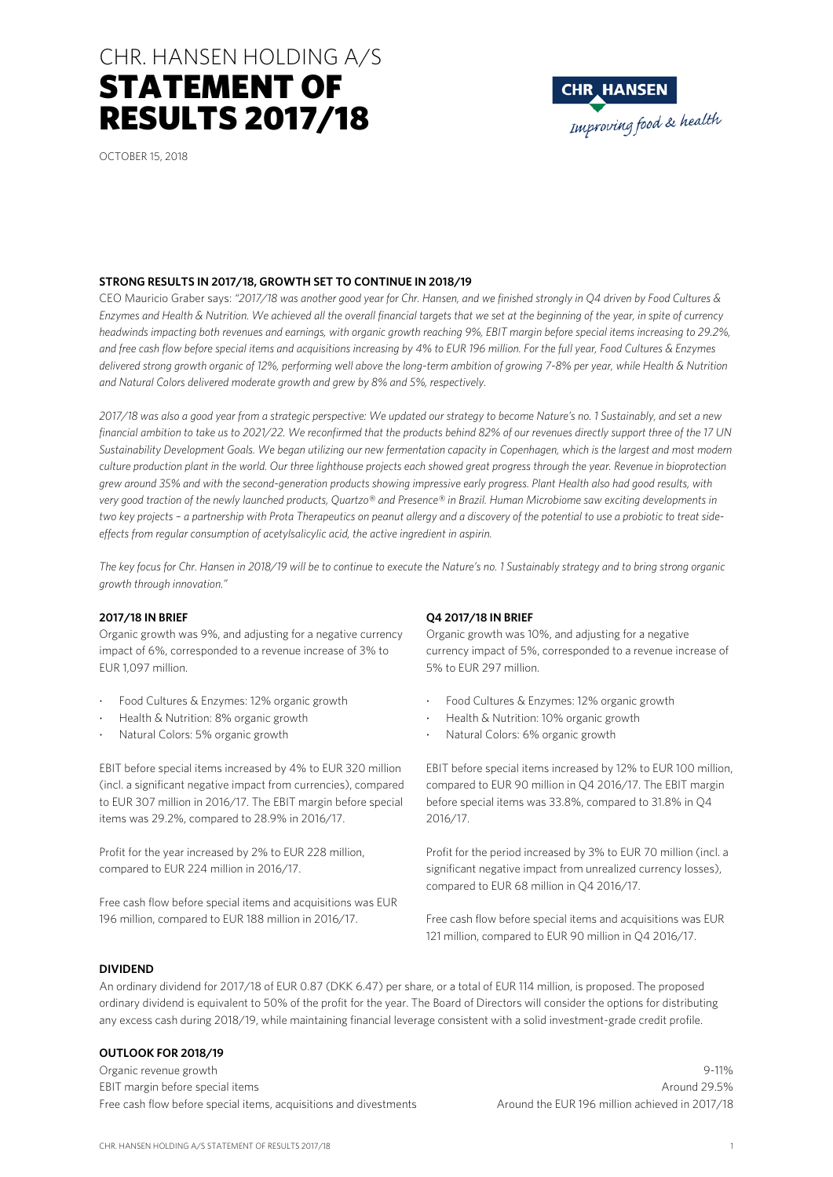# CHR. HANSEN HOLDING A/S
# STATEMENT OF RESULTS 2017/18

OCTOBER 15, 2018

### STRONG RESULTS IN 2017/18, GROWTH SET TO CONTINUE IN 2018/19

CEO Mauricio Graber says: *"2017/18 was another good year for Chr. Hansen, and we finished strongly in Q4 driven by Food Cultures & Enzymes and Health & Nutrition. We achieved all the overall financial targets that we set at the beginning of the year, in spite of currency headwinds impacting both revenues and earnings, with organic growth reaching 9%, EBIT margin before special items increasing to 29.2%, and free cash flow before special items and acquisitions increasing by 4% to EUR 196 million. For the full year, Food Cultures & Enzymes delivered strong growth organic of 12%, performing well above the long-term ambition of growing 7-8% per year, while Health & Nutrition and Natural Colors delivered moderate growth and grew by 8% and 5%, respectively.*

*2017/18 was also a good year from a strategic perspective: We updated our strategy to become Nature's no. 1 Sustainably, and set a new financial ambition to take us to 2021/22. We reconfirmed that the products behind 82% of our revenues directly support three of the 17 UN Sustainability Development Goals. We began utilizing our new fermentation capacity in Copenhagen, which is the largest and most modern culture production plant in the world. Our three lighthouse projects each showed great progress through the year. Revenue in bioprotection grew around 35% and with the second-generation products showing impressive early progress. Plant Health also had good results, with very good traction of the newly launched products, Quartzo® and Presence® in Brazil. Human Microbiome saw exciting developments in two key projects – a partnership with Prota Therapeutics on peanut allergy and a discovery of the potential to use a probiotic to treat side-effects from regular consumption of acetylsalicylic acid, the active ingredient in aspirin.*

*The key focus for Chr. Hansen in 2018/19 will be to continue to execute the Nature's no. 1 Sustainably strategy and to bring strong organic growth through innovation."*

### 2017/18 IN BRIEF

Organic growth was 9%, and adjusting for a negative currency impact of 6%, corresponded to a revenue increase of 3% to EUR 1,097 million.

- Food Cultures & Enzymes: 12% organic growth
- Health & Nutrition: 8% organic growth
- Natural Colors: 5% organic growth

EBIT before special items increased by 4% to EUR 320 million (incl. a significant negative impact from currencies), compared to EUR 307 million in 2016/17. The EBIT margin before special items was 29.2%, compared to 28.9% in 2016/17.

Profit for the year increased by 2% to EUR 228 million, compared to EUR 224 million in 2016/17.

Free cash flow before special items and acquisitions was EUR 196 million, compared to EUR 188 million in 2016/17.

### Q4 2017/18 IN BRIEF

Organic growth was 10%, and adjusting for a negative currency impact of 5%, corresponded to a revenue increase of 5% to EUR 297 million.

- Food Cultures & Enzymes: 12% organic growth
- Health & Nutrition: 10% organic growth
- Natural Colors: 6% organic growth

EBIT before special items increased by 12% to EUR 100 million, compared to EUR 90 million in Q4 2016/17. The EBIT margin before special items was 33.8%, compared to 31.8% in Q4 2016/17.

Profit for the period increased by 3% to EUR 70 million (incl. a significant negative impact from unrealized currency losses), compared to EUR 68 million in Q4 2016/17.

Free cash flow before special items and acquisitions was EUR 121 million, compared to EUR 90 million in Q4 2016/17.

### DIVIDEND

An ordinary dividend for 2017/18 of EUR 0.87 (DKK 6.47) per share, or a total of EUR 114 million, is proposed. The proposed ordinary dividend is equivalent to 50% of the profit for the year. The Board of Directors will consider the options for distributing any excess cash during 2018/19, while maintaining financial leverage consistent with a solid investment-grade credit profile.

### OUTLOOK FOR 2018/19

| | |
|---|---|
| Organic revenue growth | 9-11% |
| EBIT margin before special items | Around 29.5% |
| Free cash flow before special items, acquisitions and divestments | Around the EUR 196 million achieved in 2017/18 |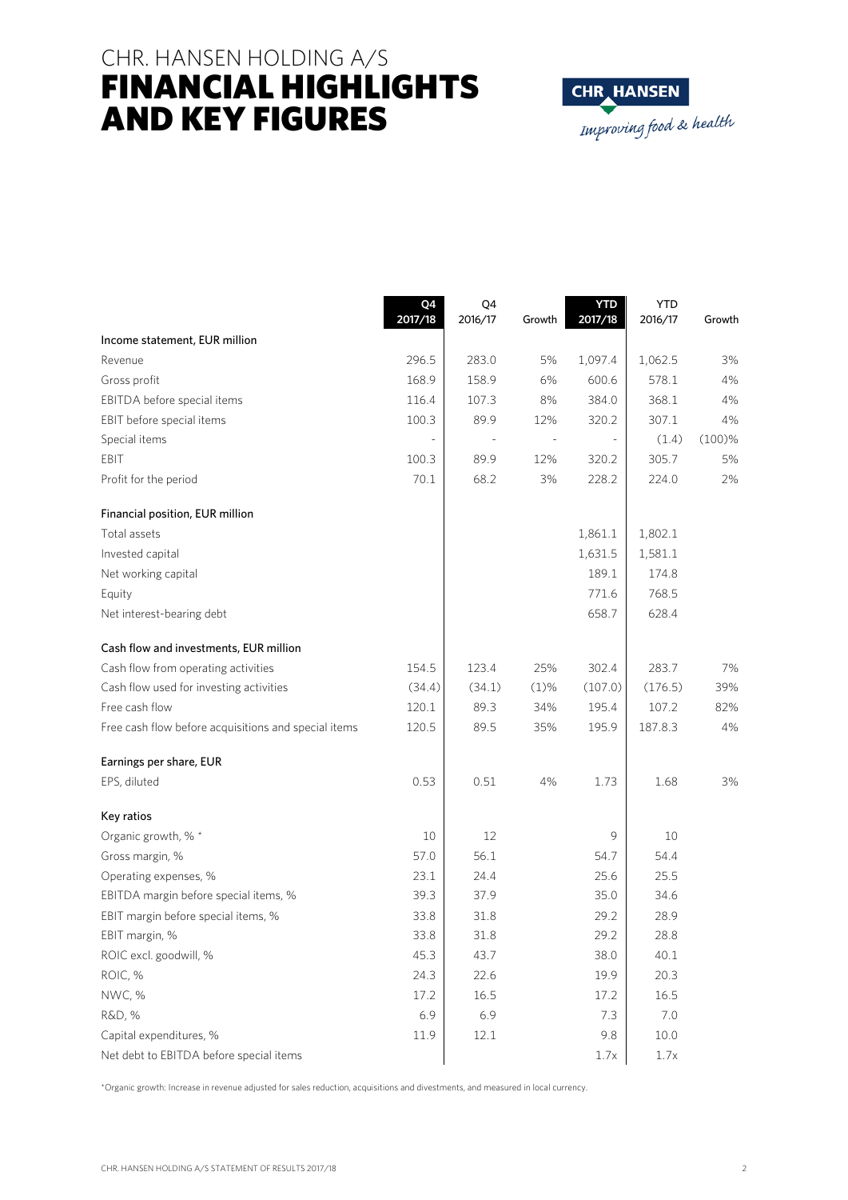# CHR. HANSEN HOLDING A/S
# FINANCIAL HIGHLIGHTS AND KEY FIGURES

|  | Q4 2017/18 | Q4 2016/17 | Growth | YTD 2017/18 | YTD 2016/17 | Growth |
|---|---|---|---|---|---|---|
| **Income statement, EUR million** |  |  |  |  |  |  |
| Revenue | 296.5 | 283.0 | 5% | 1,097.4 | 1,062.5 | 3% |
| Gross profit | 168.9 | 158.9 | 6% | 600.6 | 578.1 | 4% |
| EBITDA before special items | 116.4 | 107.3 | 8% | 384.0 | 368.1 | 4% |
| EBIT before special items | 100.3 | 89.9 | 12% | 320.2 | 307.1 | 4% |
| Special items | - | - | - | - | (1.4) | (100)% |
| EBIT | 100.3 | 89.9 | 12% | 320.2 | 305.7 | 5% |
| Profit for the period | 70.1 | 68.2 | 3% | 228.2 | 224.0 | 2% |
| **Financial position, EUR million** |  |  |  |  |  |  |
| Total assets |  |  |  | 1,861.1 | 1,802.1 |  |
| Invested capital |  |  |  | 1,631.5 | 1,581.1 |  |
| Net working capital |  |  |  | 189.1 | 174.8 |  |
| Equity |  |  |  | 771.6 | 768.5 |  |
| Net interest-bearing debt |  |  |  | 658.7 | 628.4 |  |
| **Cash flow and investments, EUR million** |  |  |  |  |  |  |
| Cash flow from operating activities | 154.5 | 123.4 | 25% | 302.4 | 283.7 | 7% |
| Cash flow used for investing activities | (34.4) | (34.1) | (1)% | (107.0) | (176.5) | 39% |
| Free cash flow | 120.1 | 89.3 | 34% | 195.4 | 107.2 | 82% |
| Free cash flow before acquisitions and special items | 120.5 | 89.5 | 35% | 195.9 | 187.8.3 | 4% |
| **Earnings per share, EUR** |  |  |  |  |  |  |
| EPS, diluted | 0.53 | 0.51 | 4% | 1.73 | 1.68 | 3% |
| **Key ratios** |  |  |  |  |  |  |
| Organic growth, % * | 10 | 12 |  | 9 | 10 |  |
| Gross margin, % | 57.0 | 56.1 |  | 54.7 | 54.4 |  |
| Operating expenses, % | 23.1 | 24.4 |  | 25.6 | 25.5 |  |
| EBITDA margin before special items, % | 39.3 | 37.9 |  | 35.0 | 34.6 |  |
| EBIT margin before special items, % | 33.8 | 31.8 |  | 29.2 | 28.9 |  |
| EBIT margin, % | 33.8 | 31.8 |  | 29.2 | 28.8 |  |
| ROIC excl. goodwill, % | 45.3 | 43.7 |  | 38.0 | 40.1 |  |
| ROIC, % | 24.3 | 22.6 |  | 19.9 | 20.3 |  |
| NWC, % | 17.2 | 16.5 |  | 17.2 | 16.5 |  |
| R&D, % | 6.9 | 6.9 |  | 7.3 | 7.0 |  |
| Capital expenditures, % | 11.9 | 12.1 |  | 9.8 | 10.0 |  |
| Net debt to EBITDA before special items |  |  |  | 1.7x | 1.7x |  |

*Organic growth: Increase in revenue adjusted for sales reduction, acquisitions and divestments, and measured in local currency.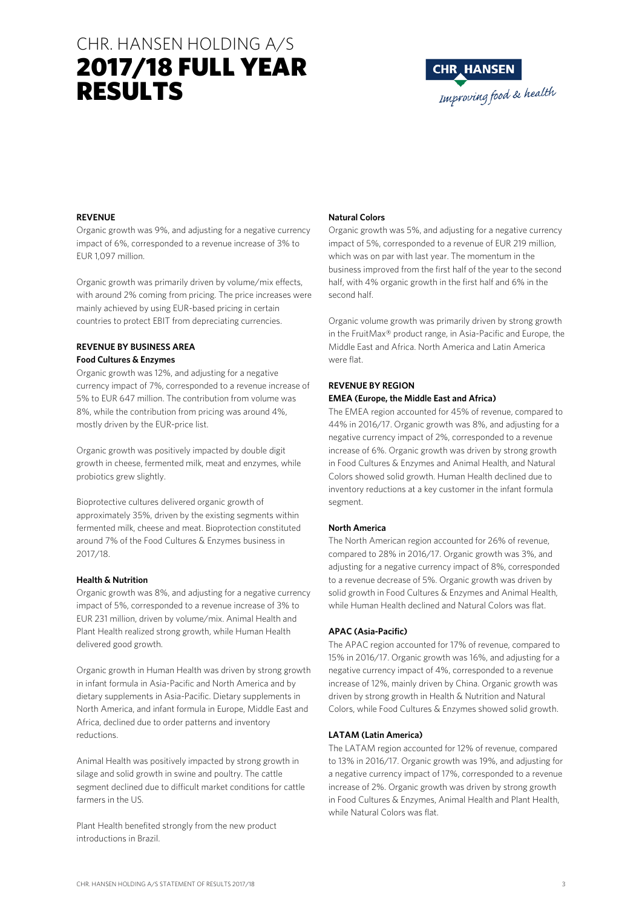# CHR. HANSEN HOLDING A/S
# 2017/18 FULL YEAR RESULTS

**REVENUE**

Organic growth was 9%, and adjusting for a negative currency impact of 6%, corresponded to a revenue increase of 3% to EUR 1,097 million.

Organic growth was primarily driven by volume/mix effects, with around 2% coming from pricing. The price increases were mainly achieved by using EUR-based pricing in certain countries to protect EBIT from depreciating currencies.

**REVENUE BY BUSINESS AREA**

**Food Cultures & Enzymes**

Organic growth was 12%, and adjusting for a negative currency impact of 7%, corresponded to a revenue increase of 5% to EUR 647 million. The contribution from volume was 8%, while the contribution from pricing was around 4%, mostly driven by the EUR-price list.

Organic growth was positively impacted by double digit growth in cheese, fermented milk, meat and enzymes, while probiotics grew slightly.

Bioprotective cultures delivered organic growth of approximately 35%, driven by the existing segments within fermented milk, cheese and meat. Bioprotection constituted around 7% of the Food Cultures & Enzymes business in 2017/18.

**Health & Nutrition**

Organic growth was 8%, and adjusting for a negative currency impact of 5%, corresponded to a revenue increase of 3% to EUR 231 million, driven by volume/mix. Animal Health and Plant Health realized strong growth, while Human Health delivered good growth.

Organic growth in Human Health was driven by strong growth in infant formula in Asia-Pacific and North America and by dietary supplements in Asia-Pacific. Dietary supplements in North America, and infant formula in Europe, Middle East and Africa, declined due to order patterns and inventory reductions.

Animal Health was positively impacted by strong growth in silage and solid growth in swine and poultry. The cattle segment declined due to difficult market conditions for cattle farmers in the US.

Plant Health benefited strongly from the new product introductions in Brazil.

**Natural Colors**

Organic growth was 5%, and adjusting for a negative currency impact of 5%, corresponded to a revenue of EUR 219 million, which was on par with last year. The momentum in the business improved from the first half of the year to the second half, with 4% organic growth in the first half and 6% in the second half.

Organic volume growth was primarily driven by strong growth in the FruitMax® product range, in Asia-Pacific and Europe, the Middle East and Africa. North America and Latin America were flat.

**REVENUE BY REGION**

**EMEA (Europe, the Middle East and Africa)**

The EMEA region accounted for 45% of revenue, compared to 44% in 2016/17. Organic growth was 8%, and adjusting for a negative currency impact of 2%, corresponded to a revenue increase of 6%. Organic growth was driven by strong growth in Food Cultures & Enzymes and Animal Health, and Natural Colors showed solid growth. Human Health declined due to inventory reductions at a key customer in the infant formula segment.

**North America**

The North American region accounted for 26% of revenue, compared to 28% in 2016/17. Organic growth was 3%, and adjusting for a negative currency impact of 8%, corresponded to a revenue decrease of 5%. Organic growth was driven by solid growth in Food Cultures & Enzymes and Animal Health, while Human Health declined and Natural Colors was flat.

**APAC (Asia-Pacific)**

The APAC region accounted for 17% of revenue, compared to 15% in 2016/17. Organic growth was 16%, and adjusting for a negative currency impact of 4%, corresponded to a revenue increase of 12%, mainly driven by China. Organic growth was driven by strong growth in Health & Nutrition and Natural Colors, while Food Cultures & Enzymes showed solid growth.

**LATAM (Latin America)**

The LATAM region accounted for 12% of revenue, compared to 13% in 2016/17. Organic growth was 19%, and adjusting for a negative currency impact of 17%, corresponded to a revenue increase of 2%. Organic growth was driven by strong growth in Food Cultures & Enzymes, Animal Health and Plant Health, while Natural Colors was flat.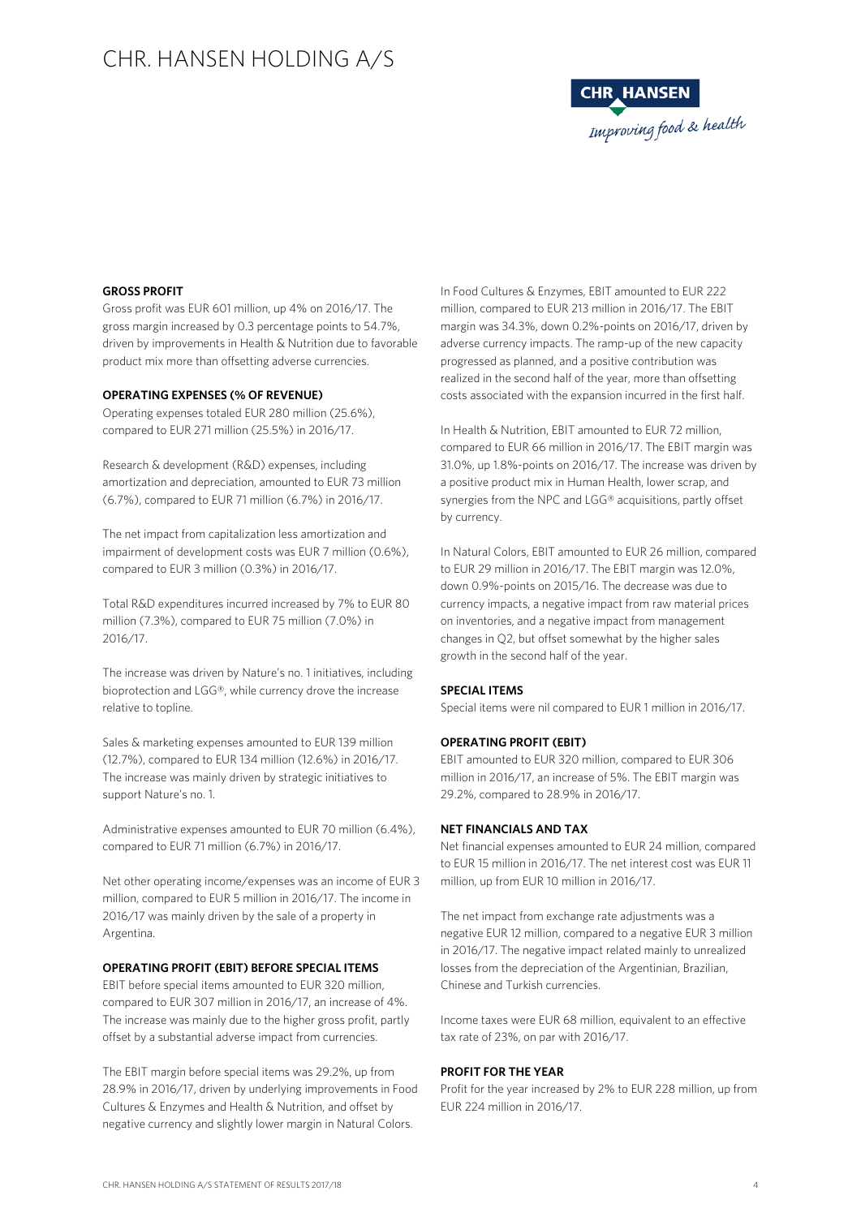#### GROSS PROFIT

Gross profit was EUR 601 million, up 4% on 2016/17. The gross margin increased by 0.3 percentage points to 54.7%, driven by improvements in Health & Nutrition due to favorable product mix more than offsetting adverse currencies.

#### OPERATING EXPENSES (% OF REVENUE)

Operating expenses totaled EUR 280 million (25.6%), compared to EUR 271 million (25.5%) in 2016/17.

Research & development (R&D) expenses, including amortization and depreciation, amounted to EUR 73 million (6.7%), compared to EUR 71 million (6.7%) in 2016/17.

The net impact from capitalization less amortization and impairment of development costs was EUR 7 million (0.6%), compared to EUR 3 million (0.3%) in 2016/17.

Total R&D expenditures incurred increased by 7% to EUR 80 million (7.3%), compared to EUR 75 million (7.0%) in 2016/17.

The increase was driven by Nature's no. 1 initiatives, including bioprotection and LGG®, while currency drove the increase relative to topline.

Sales & marketing expenses amounted to EUR 139 million (12.7%), compared to EUR 134 million (12.6%) in 2016/17. The increase was mainly driven by strategic initiatives to support Nature's no. 1.

Administrative expenses amounted to EUR 70 million (6.4%), compared to EUR 71 million (6.7%) in 2016/17.

Net other operating income/expenses was an income of EUR 3 million, compared to EUR 5 million in 2016/17. The income in 2016/17 was mainly driven by the sale of a property in Argentina.

#### OPERATING PROFIT (EBIT) BEFORE SPECIAL ITEMS

EBIT before special items amounted to EUR 320 million, compared to EUR 307 million in 2016/17, an increase of 4%. The increase was mainly due to the higher gross profit, partly offset by a substantial adverse impact from currencies.

The EBIT margin before special items was 29.2%, up from 28.9% in 2016/17, driven by underlying improvements in Food Cultures & Enzymes and Health & Nutrition, and offset by negative currency and slightly lower margin in Natural Colors.

In Food Cultures & Enzymes, EBIT amounted to EUR 222 million, compared to EUR 213 million in 2016/17. The EBIT margin was 34.3%, down 0.2%-points on 2016/17, driven by adverse currency impacts. The ramp-up of the new capacity progressed as planned, and a positive contribution was realized in the second half of the year, more than offsetting costs associated with the expansion incurred in the first half.

In Health & Nutrition, EBIT amounted to EUR 72 million, compared to EUR 66 million in 2016/17. The EBIT margin was 31.0%, up 1.8%-points on 2016/17. The increase was driven by a positive product mix in Human Health, lower scrap, and synergies from the NPC and LGG® acquisitions, partly offset by currency.

In Natural Colors, EBIT amounted to EUR 26 million, compared to EUR 29 million in 2016/17. The EBIT margin was 12.0%, down 0.9%-points on 2015/16. The decrease was due to currency impacts, a negative impact from raw material prices on inventories, and a negative impact from management changes in Q2, but offset somewhat by the higher sales growth in the second half of the year.

#### SPECIAL ITEMS

Special items were nil compared to EUR 1 million in 2016/17.

#### OPERATING PROFIT (EBIT)

EBIT amounted to EUR 320 million, compared to EUR 306 million in 2016/17, an increase of 5%. The EBIT margin was 29.2%, compared to 28.9% in 2016/17.

#### NET FINANCIALS AND TAX

Net financial expenses amounted to EUR 24 million, compared to EUR 15 million in 2016/17. The net interest cost was EUR 11 million, up from EUR 10 million in 2016/17.

The net impact from exchange rate adjustments was a negative EUR 12 million, compared to a negative EUR 3 million in 2016/17. The negative impact related mainly to unrealized losses from the depreciation of the Argentinian, Brazilian, Chinese and Turkish currencies.

Income taxes were EUR 68 million, equivalent to an effective tax rate of 23%, on par with 2016/17.

#### PROFIT FOR THE YEAR

Profit for the year increased by 2% to EUR 228 million, up from EUR 224 million in 2016/17.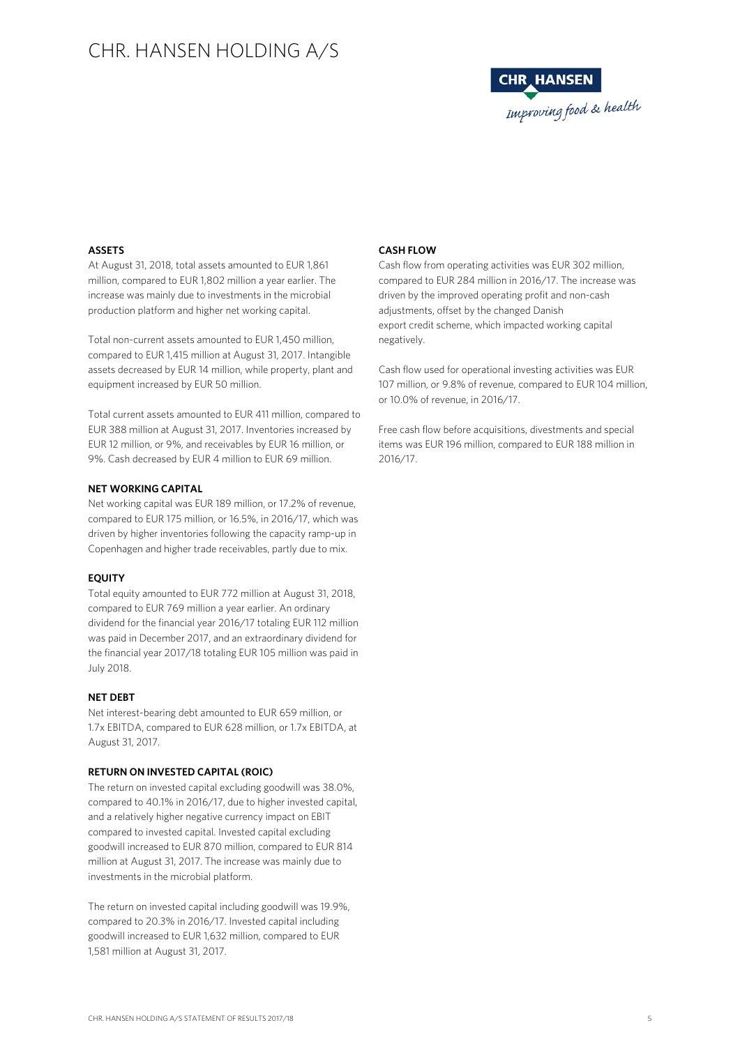## ASSETS

At August 31, 2018, total assets amounted to EUR 1,861 million, compared to EUR 1,802 million a year earlier. The increase was mainly due to investments in the microbial production platform and higher net working capital.

Total non-current assets amounted to EUR 1,450 million, compared to EUR 1,415 million at August 31, 2017. Intangible assets decreased by EUR 14 million, while property, plant and equipment increased by EUR 50 million.

Total current assets amounted to EUR 411 million, compared to EUR 388 million at August 31, 2017. Inventories increased by EUR 12 million, or 9%, and receivables by EUR 16 million, or 9%. Cash decreased by EUR 4 million to EUR 69 million.

## NET WORKING CAPITAL

Net working capital was EUR 189 million, or 17.2% of revenue, compared to EUR 175 million, or 16.5%, in 2016/17, which was driven by higher inventories following the capacity ramp-up in Copenhagen and higher trade receivables, partly due to mix.

## EQUITY

Total equity amounted to EUR 772 million at August 31, 2018, compared to EUR 769 million a year earlier. An ordinary dividend for the financial year 2016/17 totaling EUR 112 million was paid in December 2017, and an extraordinary dividend for the financial year 2017/18 totaling EUR 105 million was paid in July 2018.

## NET DEBT

Net interest-bearing debt amounted to EUR 659 million, or 1.7x EBITDA, compared to EUR 628 million, or 1.7x EBITDA, at August 31, 2017.

## RETURN ON INVESTED CAPITAL (ROIC)

The return on invested capital excluding goodwill was 38.0%, compared to 40.1% in 2016/17, due to higher invested capital, and a relatively higher negative currency impact on EBIT compared to invested capital. Invested capital excluding goodwill increased to EUR 870 million, compared to EUR 814 million at August 31, 2017. The increase was mainly due to investments in the microbial platform.

The return on invested capital including goodwill was 19.9%, compared to 20.3% in 2016/17. Invested capital including goodwill increased to EUR 1,632 million, compared to EUR 1,581 million at August 31, 2017.

## CASH FLOW

Cash flow from operating activities was EUR 302 million, compared to EUR 284 million in 2016/17. The increase was driven by the improved operating profit and non-cash adjustments, offset by the changed Danish export credit scheme, which impacted working capital negatively.

Cash flow used for operational investing activities was EUR 107 million, or 9.8% of revenue, compared to EUR 104 million, or 10.0% of revenue, in 2016/17.

Free cash flow before acquisitions, divestments and special items was EUR 196 million, compared to EUR 188 million in 2016/17.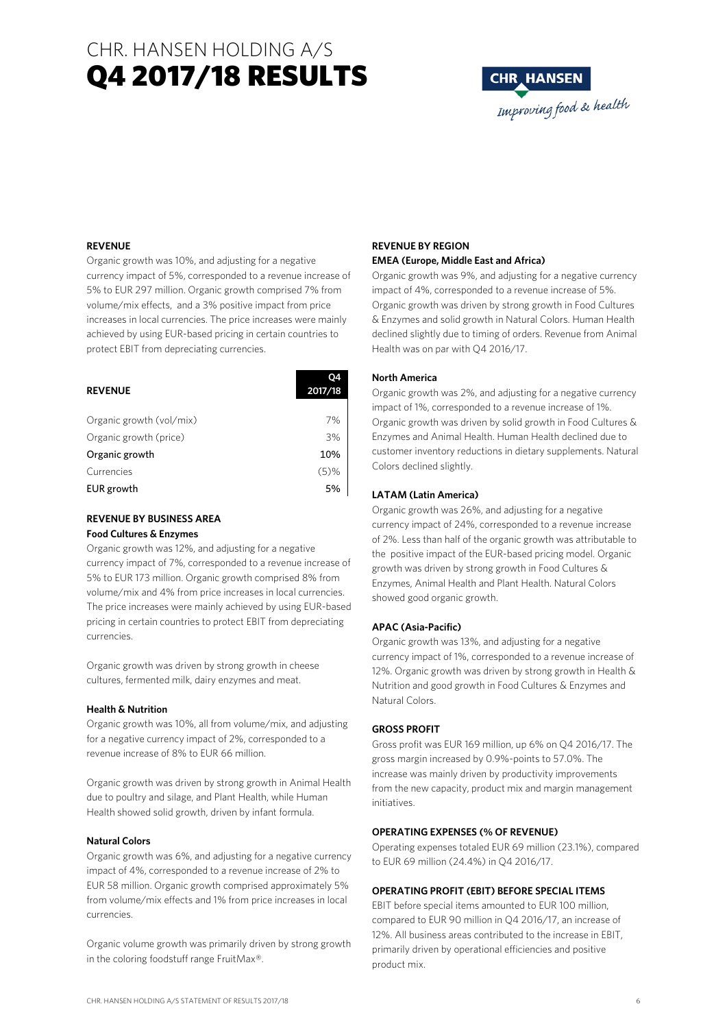# CHR. HANSEN HOLDING A/S
# Q4 2017/18 RESULTS

### REVENUE

Organic growth was 10%, and adjusting for a negative currency impact of 5%, corresponded to a revenue increase of 5% to EUR 297 million. Organic growth comprised 7% from volume/mix effects, and a 3% positive impact from price increases in local currencies. The price increases were mainly achieved by using EUR-based pricing in certain countries to protect EBIT from depreciating currencies.

| REVENUE | Q4 2017/18 |
|---|---|
| Organic growth (vol/mix) | 7% |
| Organic growth (price) | 3% |
| **Organic growth** | **10%** |
| Currencies | (5)% |
| **EUR growth** | **5%** |

### REVENUE BY BUSINESS AREA

**Food Cultures & Enzymes**

Organic growth was 12%, and adjusting for a negative currency impact of 7%, corresponded to a revenue increase of 5% to EUR 173 million. Organic growth comprised 8% from volume/mix and 4% from price increases in local currencies. The price increases were mainly achieved by using EUR-based pricing in certain countries to protect EBIT from depreciating currencies.

Organic growth was driven by strong growth in cheese cultures, fermented milk, dairy enzymes and meat.

**Health & Nutrition**

Organic growth was 10%, all from volume/mix, and adjusting for a negative currency impact of 2%, corresponded to a revenue increase of 8% to EUR 66 million.

Organic growth was driven by strong growth in Animal Health due to poultry and silage, and Plant Health, while Human Health showed solid growth, driven by infant formula.

**Natural Colors**

Organic growth was 6%, and adjusting for a negative currency impact of 4%, corresponded to a revenue increase of 2% to EUR 58 million. Organic growth comprised approximately 5% from volume/mix effects and 1% from price increases in local currencies.

Organic volume growth was primarily driven by strong growth in the coloring foodstuff range FruitMax®.

### REVENUE BY REGION

**EMEA (Europe, Middle East and Africa)**

Organic growth was 9%, and adjusting for a negative currency impact of 4%, corresponded to a revenue increase of 5%. Organic growth was driven by strong growth in Food Cultures & Enzymes and solid growth in Natural Colors. Human Health declined slightly due to timing of orders. Revenue from Animal Health was on par with Q4 2016/17.

**North America**

Organic growth was 2%, and adjusting for a negative currency impact of 1%, corresponded to a revenue increase of 1%. Organic growth was driven by solid growth in Food Cultures & Enzymes and Animal Health. Human Health declined due to customer inventory reductions in dietary supplements. Natural Colors declined slightly.

**LATAM (Latin America)**

Organic growth was 26%, and adjusting for a negative currency impact of 24%, corresponded to a revenue increase of 2%. Less than half of the organic growth was attributable to the positive impact of the EUR-based pricing model. Organic growth was driven by strong growth in Food Cultures & Enzymes, Animal Health and Plant Health. Natural Colors showed good organic growth.

**APAC (Asia-Pacific)**

Organic growth was 13%, and adjusting for a negative currency impact of 1%, corresponded to a revenue increase of 12%. Organic growth was driven by strong growth in Health & Nutrition and good growth in Food Cultures & Enzymes and Natural Colors.

### GROSS PROFIT

Gross profit was EUR 169 million, up 6% on Q4 2016/17. The gross margin increased by 0.9%-points to 57.0%. The increase was mainly driven by productivity improvements from the new capacity, product mix and margin management initiatives.

### OPERATING EXPENSES (% OF REVENUE)

Operating expenses totaled EUR 69 million (23.1%), compared to EUR 69 million (24.4%) in Q4 2016/17.

### OPERATING PROFIT (EBIT) BEFORE SPECIAL ITEMS

EBIT before special items amounted to EUR 100 million, compared to EUR 90 million in Q4 2016/17, an increase of 12%. All business areas contributed to the increase in EBIT, primarily driven by operational efficiencies and positive product mix.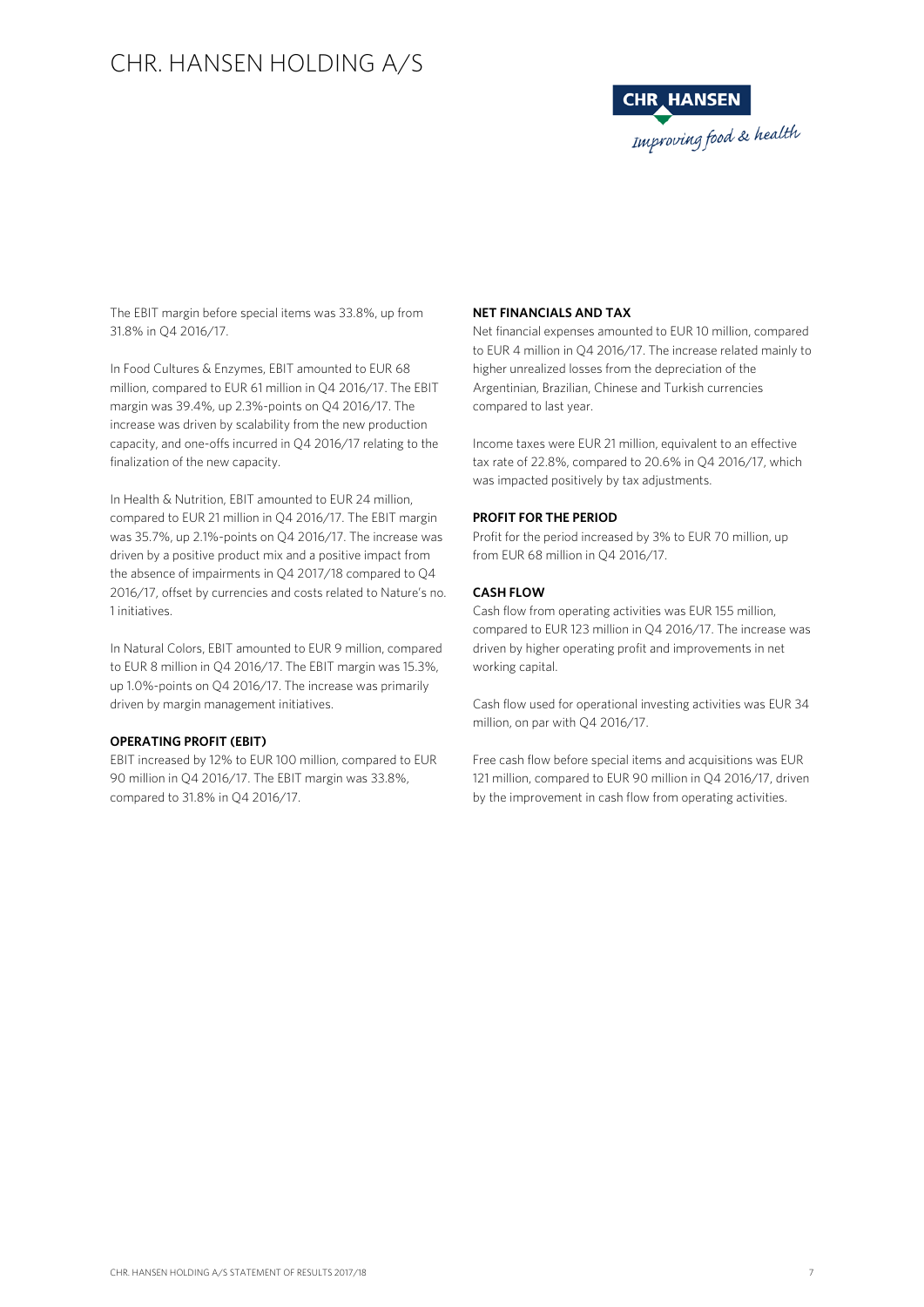The EBIT margin before special items was 33.8%, up from 31.8% in Q4 2016/17.

In Food Cultures & Enzymes, EBIT amounted to EUR 68 million, compared to EUR 61 million in Q4 2016/17. The EBIT margin was 39.4%, up 2.3%-points on Q4 2016/17. The increase was driven by scalability from the new production capacity, and one-offs incurred in Q4 2016/17 relating to the finalization of the new capacity.

In Health & Nutrition, EBIT amounted to EUR 24 million, compared to EUR 21 million in Q4 2016/17. The EBIT margin was 35.7%, up 2.1%-points on Q4 2016/17. The increase was driven by a positive product mix and a positive impact from the absence of impairments in Q4 2017/18 compared to Q4 2016/17, offset by currencies and costs related to Nature's no. 1 initiatives.

In Natural Colors, EBIT amounted to EUR 9 million, compared to EUR 8 million in Q4 2016/17. The EBIT margin was 15.3%, up 1.0%-points on Q4 2016/17. The increase was primarily driven by margin management initiatives.

**OPERATING PROFIT (EBIT)**

EBIT increased by 12% to EUR 100 million, compared to EUR 90 million in Q4 2016/17. The EBIT margin was 33.8%, compared to 31.8% in Q4 2016/17.

**NET FINANCIALS AND TAX**

Net financial expenses amounted to EUR 10 million, compared to EUR 4 million in Q4 2016/17. The increase related mainly to higher unrealized losses from the depreciation of the Argentinian, Brazilian, Chinese and Turkish currencies compared to last year.

Income taxes were EUR 21 million, equivalent to an effective tax rate of 22.8%, compared to 20.6% in Q4 2016/17, which was impacted positively by tax adjustments.

**PROFIT FOR THE PERIOD**

Profit for the period increased by 3% to EUR 70 million, up from EUR 68 million in Q4 2016/17.

**CASH FLOW**

Cash flow from operating activities was EUR 155 million, compared to EUR 123 million in Q4 2016/17. The increase was driven by higher operating profit and improvements in net working capital.

Cash flow used for operational investing activities was EUR 34 million, on par with Q4 2016/17.

Free cash flow before special items and acquisitions was EUR 121 million, compared to EUR 90 million in Q4 2016/17, driven by the improvement in cash flow from operating activities.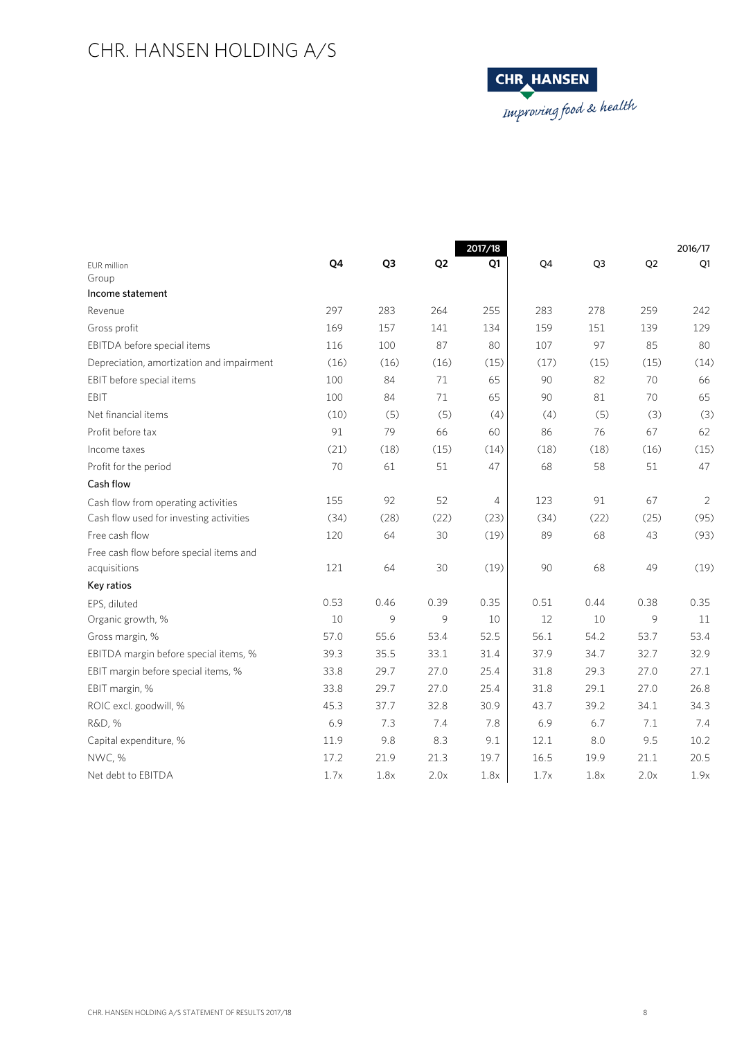# CHR. HANSEN HOLDING A/S

| EUR million | 2017/18 | | | | 2016/17 | | | |
|---|---|---|---|---|---|---|---|---|
| Group | Q4 | Q3 | Q2 | Q1 | Q4 | Q3 | Q2 | Q1 |
| **Income statement** | | | | | | | | |
| Revenue | 297 | 283 | 264 | 255 | 283 | 278 | 259 | 242 |
| Gross profit | 169 | 157 | 141 | 134 | 159 | 151 | 139 | 129 |
| EBITDA before special items | 116 | 100 | 87 | 80 | 107 | 97 | 85 | 80 |
| Depreciation, amortization and impairment | (16) | (16) | (16) | (15) | (17) | (15) | (15) | (14) |
| EBIT before special items | 100 | 84 | 71 | 65 | 90 | 82 | 70 | 66 |
| EBIT | 100 | 84 | 71 | 65 | 90 | 81 | 70 | 65 |
| Net financial items | (10) | (5) | (5) | (4) | (4) | (5) | (3) | (3) |
| Profit before tax | 91 | 79 | 66 | 60 | 86 | 76 | 67 | 62 |
| Income taxes | (21) | (18) | (15) | (14) | (18) | (18) | (16) | (15) |
| Profit for the period | 70 | 61 | 51 | 47 | 68 | 58 | 51 | 47 |
| **Cash flow** | | | | | | | | |
| Cash flow from operating activities | 155 | 92 | 52 | 4 | 123 | 91 | 67 | 2 |
| Cash flow used for investing activities | (34) | (28) | (22) | (23) | (34) | (22) | (25) | (95) |
| Free cash flow | 120 | 64 | 30 | (19) | 89 | 68 | 43 | (93) |
| Free cash flow before special items and acquisitions | 121 | 64 | 30 | (19) | 90 | 68 | 49 | (19) |
| **Key ratios** | | | | | | | | |
| EPS, diluted | 0.53 | 0.46 | 0.39 | 0.35 | 0.51 | 0.44 | 0.38 | 0.35 |
| Organic growth, % | 10 | 9 | 9 | 10 | 12 | 10 | 9 | 11 |
| Gross margin, % | 57.0 | 55.6 | 53.4 | 52.5 | 56.1 | 54.2 | 53.7 | 53.4 |
| EBITDA margin before special items, % | 39.3 | 35.5 | 33.1 | 31.4 | 37.9 | 34.7 | 32.7 | 32.9 |
| EBIT margin before special items, % | 33.8 | 29.7 | 27.0 | 25.4 | 31.8 | 29.3 | 27.0 | 27.1 |
| EBIT margin, % | 33.8 | 29.7 | 27.0 | 25.4 | 31.8 | 29.1 | 27.0 | 26.8 |
| ROIC excl. goodwill, % | 45.3 | 37.7 | 32.8 | 30.9 | 43.7 | 39.2 | 34.1 | 34.3 |
| R&D, % | 6.9 | 7.3 | 7.4 | 7.8 | 6.9 | 6.7 | 7.1 | 7.4 |
| Capital expenditure, % | 11.9 | 9.8 | 8.3 | 9.1 | 12.1 | 8.0 | 9.5 | 10.2 |
| NWC, % | 17.2 | 21.9 | 21.3 | 19.7 | 16.5 | 19.9 | 21.1 | 20.5 |
| Net debt to EBITDA | 1.7x | 1.8x | 2.0x | 1.8x | 1.7x | 1.8x | 2.0x | 1.9x |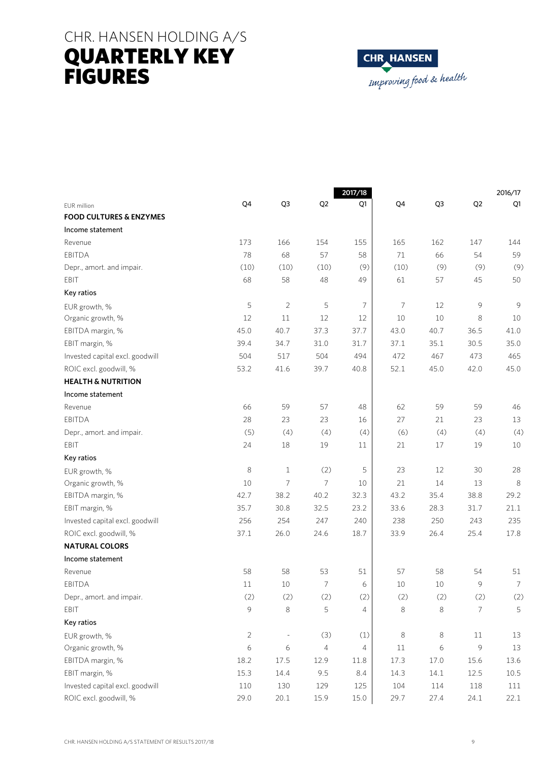# CHR. HANSEN HOLDING A/S
# QUARTERLY KEY FIGURES

| | | | | 2017/18 | | | | 2016/17 |
|---|---|---|---|---|---|---|---|---|
| EUR million | Q4 | Q3 | Q2 | Q1 | Q4 | Q3 | Q2 | Q1 |
| **FOOD CULTURES & ENZYMES** | | | | | | | | |
| Income statement | | | | | | | | |
| Revenue | 173 | 166 | 154 | 155 | 165 | 162 | 147 | 144 |
| EBITDA | 78 | 68 | 57 | 58 | 71 | 66 | 54 | 59 |
| Depr., amort. and impair. | (10) | (10) | (10) | (9) | (10) | (9) | (9) | (9) |
| EBIT | 68 | 58 | 48 | 49 | 61 | 57 | 45 | 50 |
| Key ratios | | | | | | | | |
| EUR growth, % | 5 | 2 | 5 | 7 | 7 | 12 | 9 | 9 |
| Organic growth, % | 12 | 11 | 12 | 12 | 10 | 10 | 8 | 10 |
| EBITDA margin, % | 45.0 | 40.7 | 37.3 | 37.7 | 43.0 | 40.7 | 36.5 | 41.0 |
| EBIT margin, % | 39.4 | 34.7 | 31.0 | 31.7 | 37.1 | 35.1 | 30.5 | 35.0 |
| Invested capital excl. goodwill | 504 | 517 | 504 | 494 | 472 | 467 | 473 | 465 |
| ROIC excl. goodwill, % | 53.2 | 41.6 | 39.7 | 40.8 | 52.1 | 45.0 | 42.0 | 45.0 |
| **HEALTH & NUTRITION** | | | | | | | | |
| Income statement | | | | | | | | |
| Revenue | 66 | 59 | 57 | 48 | 62 | 59 | 59 | 46 |
| EBITDA | 28 | 23 | 23 | 16 | 27 | 21 | 23 | 13 |
| Depr., amort. and impair. | (5) | (4) | (4) | (4) | (6) | (4) | (4) | (4) |
| EBIT | 24 | 18 | 19 | 11 | 21 | 17 | 19 | 10 |
| Key ratios | | | | | | | | |
| EUR growth, % | 8 | 1 | (2) | 5 | 23 | 12 | 30 | 28 |
| Organic growth, % | 10 | 7 | 7 | 10 | 21 | 14 | 13 | 8 |
| EBITDA margin, % | 42.7 | 38.2 | 40.2 | 32.3 | 43.2 | 35.4 | 38.8 | 29.2 |
| EBIT margin, % | 35.7 | 30.8 | 32.5 | 23.2 | 33.6 | 28.3 | 31.7 | 21.1 |
| Invested capital excl. goodwill | 256 | 254 | 247 | 240 | 238 | 250 | 243 | 235 |
| ROIC excl. goodwill, % | 37.1 | 26.0 | 24.6 | 18.7 | 33.9 | 26.4 | 25.4 | 17.8 |
| **NATURAL COLORS** | | | | | | | | |
| Income statement | | | | | | | | |
| Revenue | 58 | 58 | 53 | 51 | 57 | 58 | 54 | 51 |
| EBITDA | 11 | 10 | 7 | 6 | 10 | 10 | 9 | 7 |
| Depr., amort. and impair. | (2) | (2) | (2) | (2) | (2) | (2) | (2) | (2) |
| EBIT | 9 | 8 | 5 | 4 | 8 | 8 | 7 | 5 |
| Key ratios | | | | | | | | |
| EUR growth, % | 2 | - | (3) | (1) | 8 | 8 | 11 | 13 |
| Organic growth, % | 6 | 6 | 4 | 4 | 11 | 6 | 9 | 13 |
| EBITDA margin, % | 18.2 | 17.5 | 12.9 | 11.8 | 17.3 | 17.0 | 15.6 | 13.6 |
| EBIT margin, % | 15.3 | 14.4 | 9.5 | 8.4 | 14.3 | 14.1 | 12.5 | 10.5 |
| Invested capital excl. goodwill | 110 | 130 | 129 | 125 | 104 | 114 | 118 | 111 |
| ROIC excl. goodwill, % | 29.0 | 20.1 | 15.9 | 15.0 | 29.7 | 27.4 | 24.1 | 22.1 |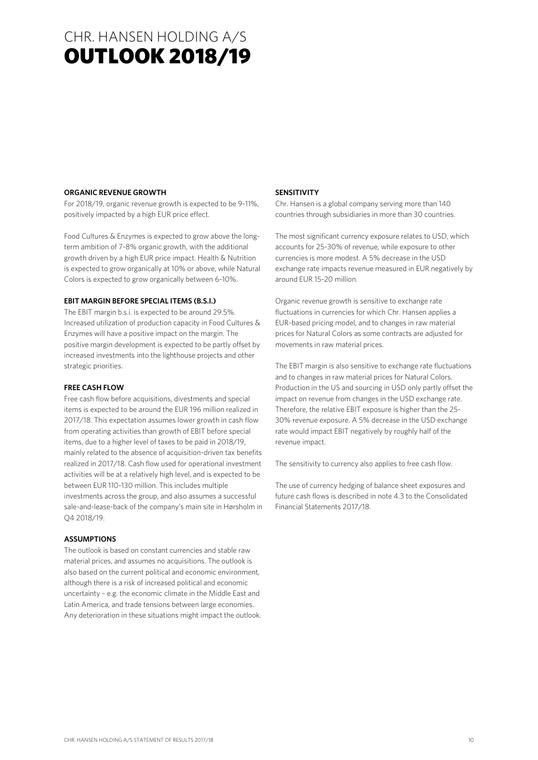# CHR. HANSEN HOLDING A/S
# OUTLOOK 2018/19

### ORGANIC REVENUE GROWTH

For 2018/19, organic revenue growth is expected to be 9-11%, positively impacted by a high EUR price effect.

Food Cultures & Enzymes is expected to grow above the long-term ambition of 7-8% organic growth, with the additional growth driven by a high EUR price impact. Health & Nutrition is expected to grow organically at 10% or above, while Natural Colors is expected to grow organically between 6-10%.

### EBIT MARGIN BEFORE SPECIAL ITEMS (B.S.I.)

The EBIT margin b.s.i. is expected to be around 29.5%. Increased utilization of production capacity in Food Cultures & Enzymes will have a positive impact on the margin. The positive margin development is expected to be partly offset by increased investments into the lighthouse projects and other strategic priorities.

### FREE CASH FLOW

Free cash flow before acquisitions, divestments and special items is expected to be around the EUR 196 million realized in 2017/18. This expectation assumes lower growth in cash flow from operating activities than growth of EBIT before special items, due to a higher level of taxes to be paid in 2018/19, mainly related to the absence of acquisition-driven tax benefits realized in 2017/18. Cash flow used for operational investment activities will be at a relatively high level, and is expected to be between EUR 110-130 million. This includes multiple investments across the group, and also assumes a successful sale-and-lease-back of the company's main site in Hørsholm in Q4 2018/19.

### ASSUMPTIONS

The outlook is based on constant currencies and stable raw material prices, and assumes no acquisitions. The outlook is also based on the current political and economic environment, although there is a risk of increased political and economic uncertainty – e.g. the economic climate in the Middle East and Latin America, and trade tensions between large economies. Any deterioration in these situations might impact the outlook.

### SENSITIVITY

Chr. Hansen is a global company serving more than 140 countries through subsidiaries in more than 30 countries.

The most significant currency exposure relates to USD, which accounts for 25-30% of revenue, while exposure to other currencies is more modest. A 5% decrease in the USD exchange rate impacts revenue measured in EUR negatively by around EUR 15-20 million.

Organic revenue growth is sensitive to exchange rate fluctuations in currencies for which Chr. Hansen applies a EUR-based pricing model, and to changes in raw material prices for Natural Colors as some contracts are adjusted for movements in raw material prices.

The EBIT margin is also sensitive to exchange rate fluctuations and to changes in raw material prices for Natural Colors. Production in the US and sourcing in USD only partly offset the impact on revenue from changes in the USD exchange rate. Therefore, the relative EBIT exposure is higher than the 25-30% revenue exposure. A 5% decrease in the USD exchange rate would impact EBIT negatively by roughly half of the revenue impact.

The sensitivity to currency also applies to free cash flow.

The use of currency hedging of balance sheet exposures and future cash flows is described in note 4.3 to the Consolidated Financial Statements 2017/18.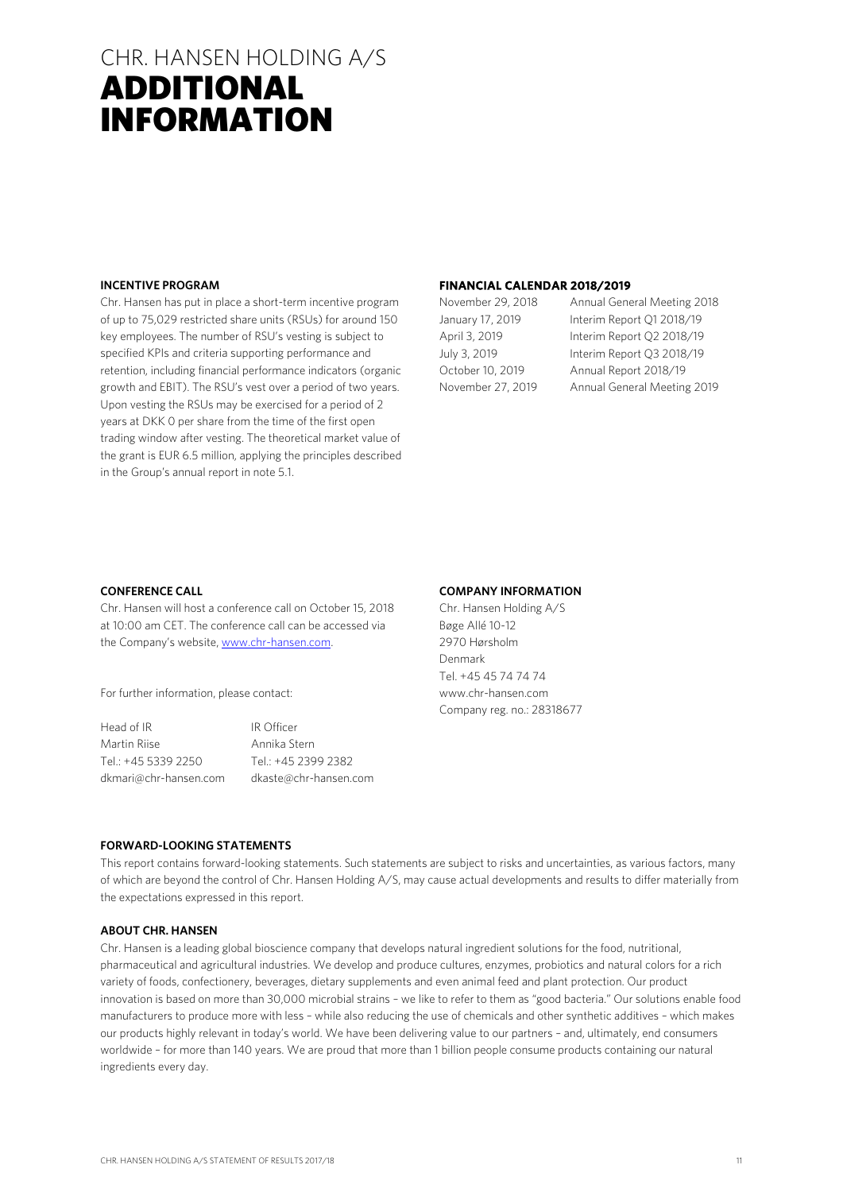# CHR. HANSEN HOLDING A/S
# ADDITIONAL INFORMATION

### INCENTIVE PROGRAM

Chr. Hansen has put in place a short-term incentive program of up to 75,029 restricted share units (RSUs) for around 150 key employees. The number of RSU's vesting is subject to specified KPIs and criteria supporting performance and retention, including financial performance indicators (organic growth and EBIT). The RSU's vest over a period of two years. Upon vesting the RSUs may be exercised for a period of 2 years at DKK 0 per share from the time of the first open trading window after vesting. The theoretical market value of the grant is EUR 6.5 million, applying the principles described in the Group's annual report in note 5.1.

### FINANCIAL CALENDAR 2018/2019

| | |
|---|---|
| November 29, 2018 | Annual General Meeting 2018 |
| January 17, 2019 | Interim Report Q1 2018/19 |
| April 3, 2019 | Interim Report Q2 2018/19 |
| July 3, 2019 | Interim Report Q3 2018/19 |
| October 10, 2019 | Annual Report 2018/19 |
| November 27, 2019 | Annual General Meeting 2019 |

### CONFERENCE CALL

Chr. Hansen will host a conference call on October 15, 2018 at 10:00 am CET. The conference call can be accessed via the Company's website, www.chr-hansen.com.

For further information, please contact:

| Head of IR | IR Officer |
|---|---|
| Martin Riise | Annika Stern |
| Tel.: +45 5339 2250 | Tel.: +45 2399 2382 |
| dkmari@chr-hansen.com | dkaste@chr-hansen.com |

### COMPANY INFORMATION

Chr. Hansen Holding A/S
Bøge Allé 10-12
2970 Hørsholm
Denmark
Tel. +45 45 74 74 74
www.chr-hansen.com
Company reg. no.: 28318677

### FORWARD-LOOKING STATEMENTS

This report contains forward-looking statements. Such statements are subject to risks and uncertainties, as various factors, many of which are beyond the control of Chr. Hansen Holding A/S, may cause actual developments and results to differ materially from the expectations expressed in this report.

### ABOUT CHR. HANSEN

Chr. Hansen is a leading global bioscience company that develops natural ingredient solutions for the food, nutritional, pharmaceutical and agricultural industries. We develop and produce cultures, enzymes, probiotics and natural colors for a rich variety of foods, confectionery, beverages, dietary supplements and even animal feed and plant protection. Our product innovation is based on more than 30,000 microbial strains – we like to refer to them as "good bacteria." Our solutions enable food manufacturers to produce more with less – while also reducing the use of chemicals and other synthetic additives – which makes our products highly relevant in today's world. We have been delivering value to our partners – and, ultimately, end consumers worldwide – for more than 140 years. We are proud that more than 1 billion people consume products containing our natural ingredients every day.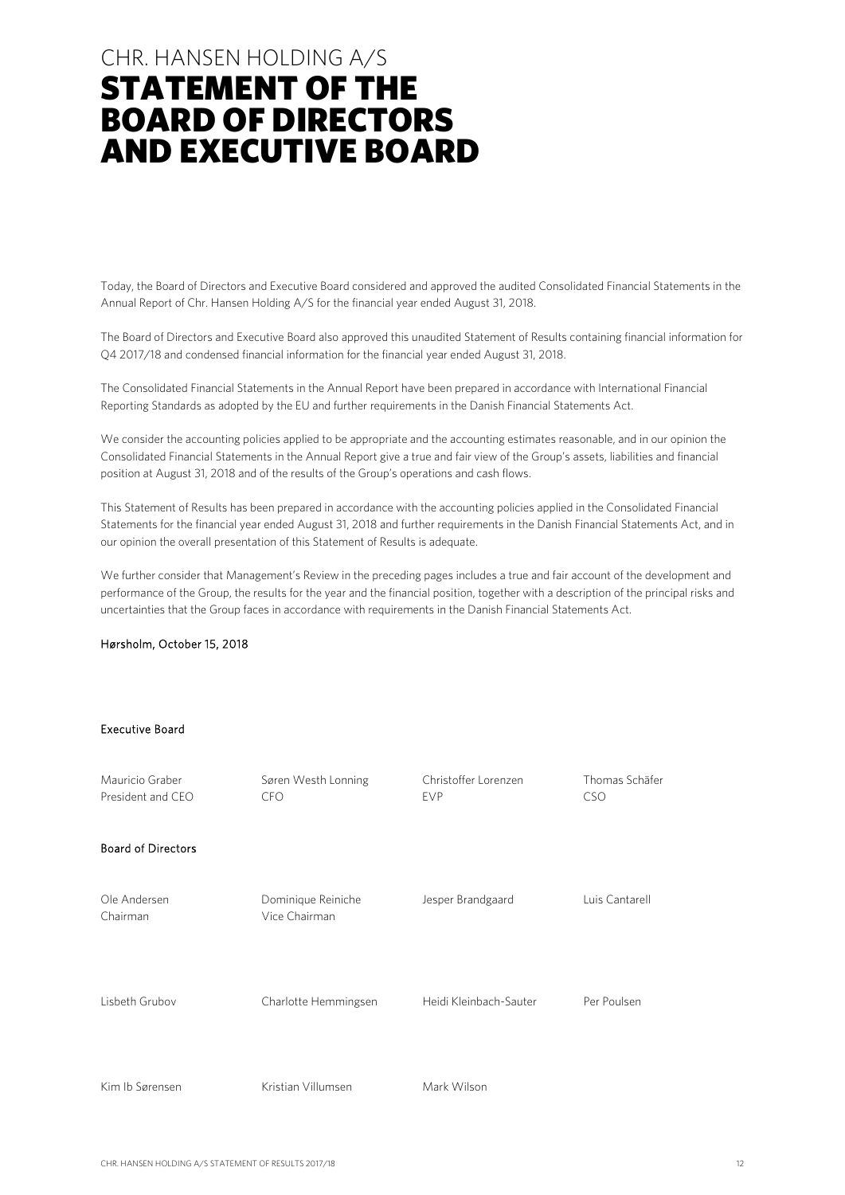# CHR. HANSEN HOLDING A/S

# STATEMENT OF THE BOARD OF DIRECTORS AND EXECUTIVE BOARD

Today, the Board of Directors and Executive Board considered and approved the audited Consolidated Financial Statements in the Annual Report of Chr. Hansen Holding A/S for the financial year ended August 31, 2018.

The Board of Directors and Executive Board also approved this unaudited Statement of Results containing financial information for Q4 2017/18 and condensed financial information for the financial year ended August 31, 2018.

The Consolidated Financial Statements in the Annual Report have been prepared in accordance with International Financial Reporting Standards as adopted by the EU and further requirements in the Danish Financial Statements Act.

We consider the accounting policies applied to be appropriate and the accounting estimates reasonable, and in our opinion the Consolidated Financial Statements in the Annual Report give a true and fair view of the Group's assets, liabilities and financial position at August 31, 2018 and of the results of the Group's operations and cash flows.

This Statement of Results has been prepared in accordance with the accounting policies applied in the Consolidated Financial Statements for the financial year ended August 31, 2018 and further requirements in the Danish Financial Statements Act, and in our opinion the overall presentation of this Statement of Results is adequate.

We further consider that Management's Review in the preceding pages includes a true and fair account of the development and performance of the Group, the results for the year and the financial position, together with a description of the principal risks and uncertainties that the Group faces in accordance with requirements in the Danish Financial Statements Act.

Hørsholm, October 15, 2018

**Executive Board**

Mauricio Graber
President and CEO

Søren Westh Lonning
CFO

Christoffer Lorenzen
EVP

Thomas Schäfer
CSO

**Board of Directors**

Ole Andersen
Chairman

Dominique Reiniche
Vice Chairman

Jesper Brandgaard

Luis Cantarell

Lisbeth Grubov

Charlotte Hemmingsen

Heidi Kleinbach-Sauter

Per Poulsen

Kim Ib Sørensen

Kristian Villumsen

Mark Wilson